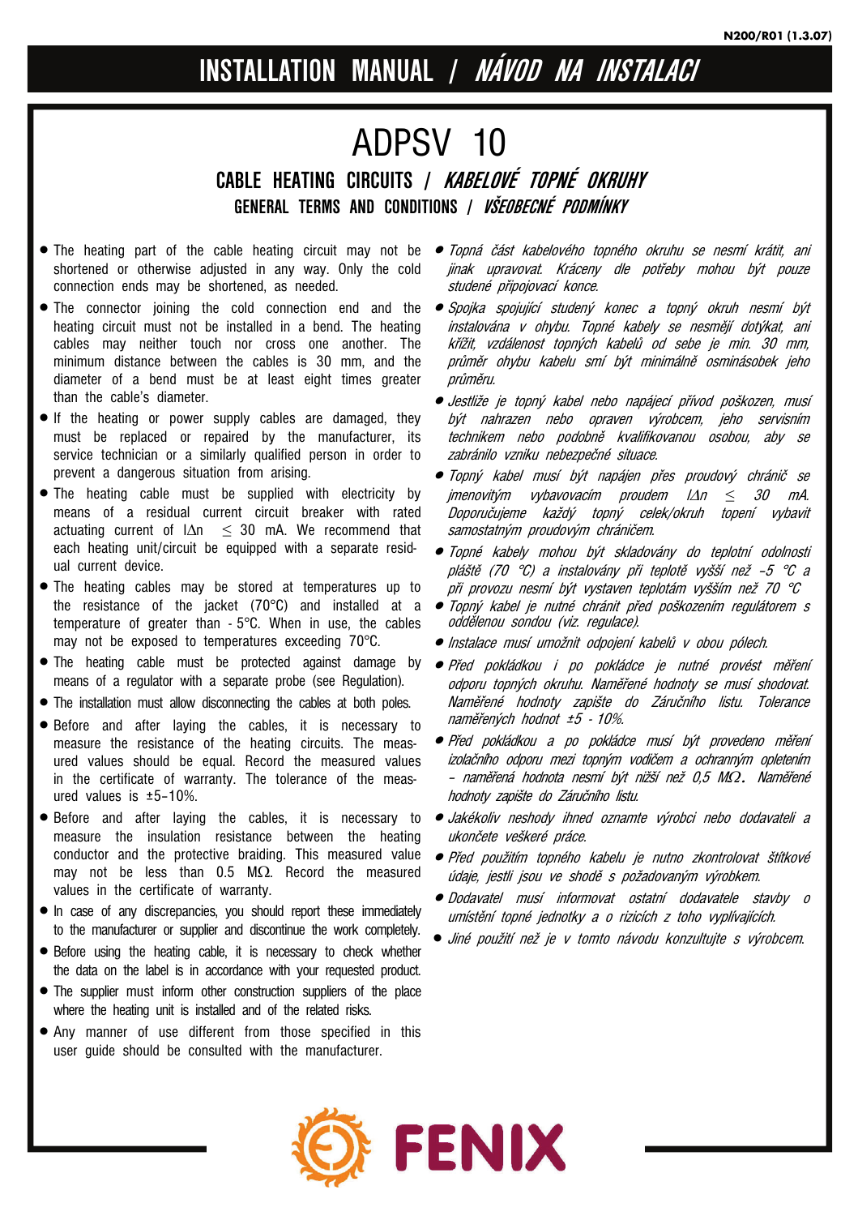# INSTALLATION MANUAL / *NÁVOD NA INSTALACI*

# ADPSV 10

## CABLE HEATING CIRCUITS / *KABELOVÉ TOPNÉ OKRUHY*

### GENERAL TERMS AND CONDITIONS / *VŠEOBECNÉ PODMÍNKY*

- The heating part of the cable heating circuit may not be shortened or otherwise adjusted in any way. Only the cold connection ends may be shortened, as needed.
- The connector joining the cold connection end and the heating circuit must not be installed in a bend. The heating cables may neither touch nor cross one another. The minimum distance between the cables is 30 mm, and the diameter of a bend must be at least eight times greater than the cable's diameter.
- If the heating or power supply cables are damaged, they must be replaced or repaired by the manufacturer, its service technician or a similarly qualified person in order to prevent a dangerous situation from arising.
- The heating cable must be supplied with electricity by means of a residual current circuit breaker with rated actuating current of $I\Delta n \leq 30$ mA. We recommend that each heating unit/circuit be equipped with a separate residual current device.
- The heating cables may be stored at temperatures up to the resistance of the jacket (70°C) and installed at a temperature of greater than - 5°C. When in use, the cables may not be exposed to temperatures exceeding 70°C.
- The heating cable must be protected against damage by means of a regulator with a separate probe (see Regulation).
- The installation must allow disconnecting the cables at both poles.
- Before and after laying the cables, it is necessary to measure the resistance of the heating circuits. The measured values should be equal. Record the measured values in the certificate of warranty. The tolerance of the measured values is ±5-10%.
- Before and after laying the cables, it is necessary to measure the insulation resistance between the heating conductor and the protective braiding. This measured value may not be less than 0.5 MΩ. Record the measured values in the certificate of warranty.
- In case of any discrepancies, you should report these immediately to the manufacturer or supplier and discontinue the work completely.
- Before using the heating cable, it is necessary to check whether the data on the label is in accordance with your requested product.
- The supplier must inform other construction suppliers of the place where the heating unit is installed and of the related risks.
- Any manner of use different from those specified in this user guide should be consulted with the manufacturer.

- *Topná část kabelového topného okruhu se nesmí krátit, ani jinak upravovat. Kráceny dle potřeby mohou být pouze studené připojovací konce.*
- *Spojka spojující studený konec a topný okruh nesmí být instalována v ohybu. Topné kabely se nesmějí dotýkat, ani křížit, vzdálenost topných kabelů od sebe je min. 30 mm, průměr ohybu kabelu smí být minimálně osminásobek jeho průměru.*
- *Jestliže je topný kabel nebo napájecí přívod poškozen, musí být nahrazen nebo opraven výrobcem, jeho servisním technikem nebo podobně kvalifikovanou osobou, aby se zabránilo vzniku nebezpečné situace.*
- *Topný kabel musí být napájen přes proudový chránič se jmenovitým vybavovacím proudem $I\Delta n \leq 30$ mA. Doporučujeme každý topný celek/okruh topení vybavit samostatným proudovým chráničem.*
- *Topné kabely mohou být skladovány do teplotní odolnosti pláště (70 °C) a instalovány při teplotě vyšší než -5 °C a při provozu nesmí být vystaven teplotám vyšším než 70 °C*
- *Topný kabel je nutné chránit před poškozením regulátorem s oddělenou sondou (viz. regulace).*
- *Instalace musí umožnit odpojení kabelů v obou pólech.*
- *Před pokládkou i po pokládce je nutné provést měření odporu topných okruhu. Naměřené hodnoty se musí shodovat. Naměřené hodnoty zapište do Záručního listu. Tolerance naměřených hodnot ±5 - 10%.*
- *Před pokládkou a po pokládce musí být provedeno měření izolačního odporu mezi topným vodičem a ochranným opletením – naměřená hodnota nesmí být nižší než 0,5 MΩ. Naměřené hodnoty zapište do Záručního listu.*
- *Jakékoliv neshody ihned oznamte výrobci nebo dodavateli a ukončete veškeré práce.*
- *Před použitím topného kabelu je nutno zkontrolovat štítkové údaje, jestli jsou ve shodě s požadovaným výrobkem.*
- *Dodavatel musí informovat ostatní dodavatele stavby o umístění topné jednotky a o rizicích z toho vyplívajících.*
- *Jiné použití než je v tomto návodu konzultujte s výrobcem.*

FENIX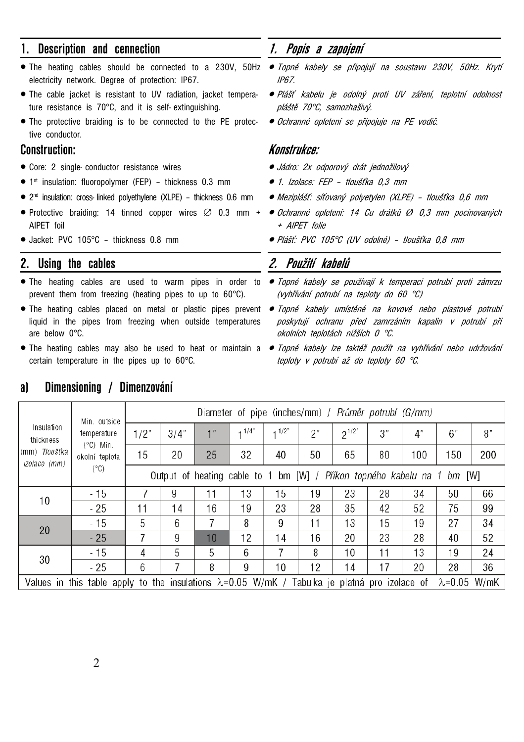## 1. Description and cennection

- The heating cables should be connected to a 230V, 50Hz electricity network. Degree of protection: IP67.
- The cable jacket is resistant to UV radiation, jacket temperature resistance is 70°C, and it is self-extinguishing.
- The protective braiding is to be connected to the PE protective conductor.

### Construction:

- Core: 2 single-conductor resistance wires
- 1st insulation: fluoropolymer (FEP) – thickness 0.3 mm
- 2nd insulation: cross-linked polyethylene (XLPE) – thickness 0.6 mm
- Protective braiding: 14 tinned copper wires ∅ 0.3 mm + AlPET foil
- Jacket: PVC 105°C – thickness 0.8 mm

## 2. Using the cables

- The heating cables are used to warm pipes in order to prevent them from freezing (heating pipes to up to 60°C).
- The heating cables placed on metal or plastic pipes prevent liquid in the pipes from freezing when outside temperatures are below 0°C.
- The heating cables may also be used to heat or maintain a certain temperature in the pipes up to 60°C.

## *1. Popis a zapojení*

- *Topné kabely se připojují na soustavu 230V, 50Hz. Krytí IP67.*
- *Plášť kabelu je odolný proti UV záření, teplotní odolnost pláště 70°C, samozhašivý.*
- *Ochranné opletení se připojuje na PE vodič.*

### *Konstrukce:*

- *Jádro: 2x odporový drát jednožilový*
- *1. Izolace: FEP – tloušťka 0,3 mm*
- *Meziplášť: síťovaný polyetylen (XLPE) – tloušťka 0,6 mm*
- *Ochranné opletení: 14 Cu drátků Ø 0,3 mm pocínovaných + AlPET folie*
- *Plášť: PVC 105°C (UV odolné) – tloušťka 0,8 mm*

## *2. Použití kabelů*

- *Topné kabely se používají k temperaci potrubí proti zámrzu (vyhřívání potrubí na teploty do 60 °C)*
- *Topné kabely umístěné na kovové nebo plastové potrubí poskytují ochranu před zamrzáním kapalin v potrubí při okolních teplotách nižších 0 °C.*
- *Topné kabely lze taktéž použít na vyhřívání nebo udržování teploty v potrubí až do teploty 60 °C.*

### a) Dimensioning / Dimenzování

| Insulation thickness (mm) *Tloušťka izolace (mm)* | Min. outside temperature (°C) Min. okolní teplota (°C) | Diameter of pipe (inches/mm) / *Průměr potrubí (G/mm)* | | | | | | | | | | |
|---|---|---|---|---|---|---|---|---|---|---|---|---|
| | | 1/2" | 3/4" | 1" | 1 1/4" | 1 1/2" | 2" | 2 1/2" | 3" | 4" | 6" | 8" |
| | | 15 | 20 | 25 | 32 | 40 | 50 | 65 | 80 | 100 | 150 | 200 |
| | | Output of heating cable to 1 bm [W] / *Příkon topného kabelu na 1 bm [W]* | | | | | | | | | | |
| 10 | -15 | 7 | 9 | 11 | 13 | 15 | 19 | 23 | 28 | 34 | 50 | 66 |
| | -25 | 11 | 14 | 16 | 19 | 23 | 28 | 35 | 42 | 52 | 75 | 99 |
| 20 | -15 | 5 | 6 | 7 | 8 | 9 | 11 | 13 | 15 | 19 | 27 | 34 |
| | -25 | 7 | 9 | 10 | 12 | 14 | 16 | 20 | 23 | 28 | 40 | 52 |
| 30 | -15 | 4 | 5 | 5 | 6 | 7 | 8 | 10 | 11 | 13 | 19 | 24 |
| | -25 | 6 | 7 | 8 | 9 | 10 | 12 | 14 | 17 | 20 | 28 | 36 |
| Values in this table apply to the insulations $\lambda$=0.05 W/mK / Tabulka je platná pro izolace of $\lambda$=0.05 W/mK | | | | | | | | | | | | |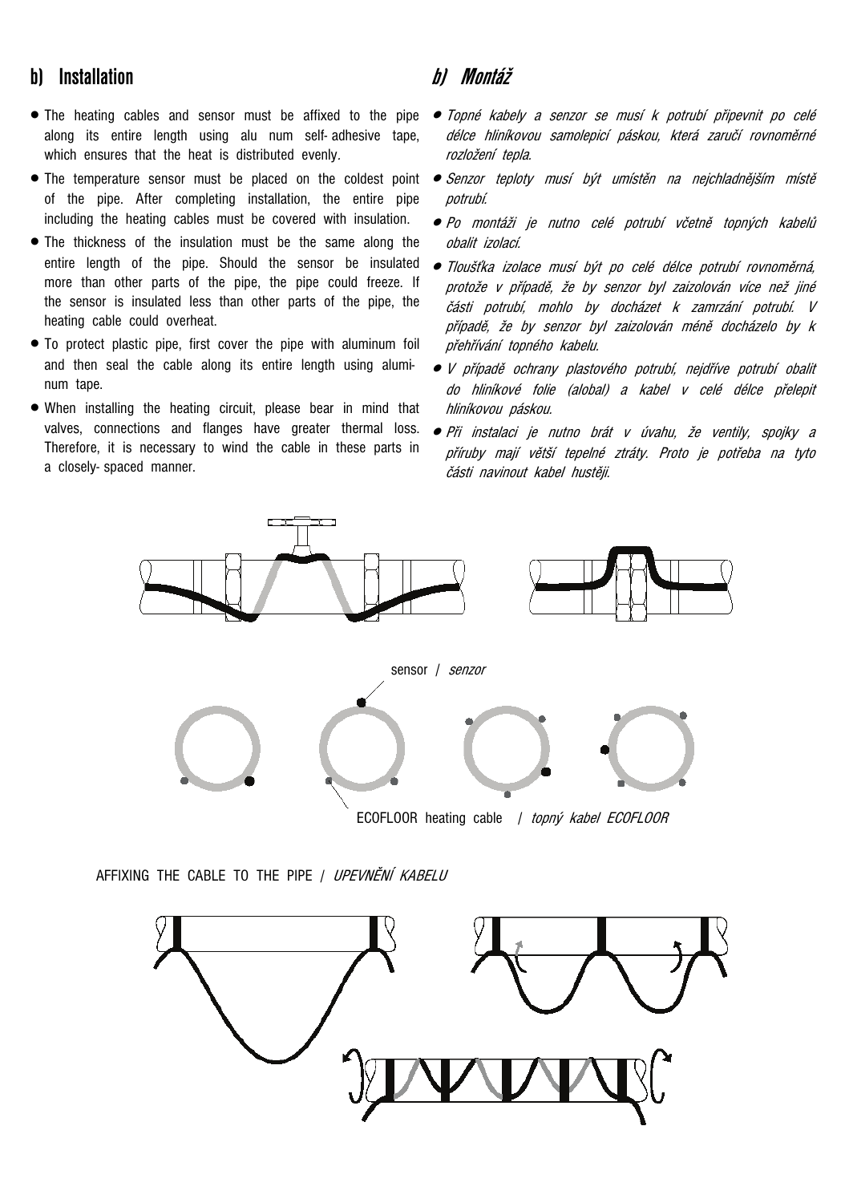## b) Installation

- The heating cables and sensor must be affixed to the pipe along its entire length using alu num self- adhesive tape, which ensures that the heat is distributed evenly.
- The temperature sensor must be placed on the coldest point of the pipe. After completing installation, the entire pipe including the heating cables must be covered with insulation.
- The thickness of the insulation must be the same along the entire length of the pipe. Should the sensor be insulated more than other parts of the pipe, the pipe could freeze. If the sensor is insulated less than other parts of the pipe, the heating cable could overheat.
- To protect plastic pipe, first cover the pipe with aluminum foil and then seal the cable along its entire length using aluminum tape.
- When installing the heating circuit, please bear in mind that valves, connections and flanges have greater thermal loss. Therefore, it is necessary to wind the cable in these parts in a closely- spaced manner.

## *b) Montáž*

- *Topné kabely a senzor se musí k potrubí připevnit po celé délce hliníkovou samolepicí páskou, která zaručí rovnoměrné rozložení tepla.*
- *Senzor teploty musí být umístěn na nejchladnějším místě potrubí.*
- *Po montáži je nutno celé potrubí včetně topných kabelů obalit izolací.*
- *Tloušťka izolace musí být po celé délce potrubí rovnoměrná, protože v případě, že by senzor byl zaizolován více než jiné části potrubí, mohlo by docházet k zamrzání potrubí. V případě, že by senzor byl zaizolován méně docházelo by k přehřívání topného kabelu.*
- *V případě ochrany plastového potrubí, nejdříve potrubí obalit do hliníkové folie (alobal) a kabel v celé délce přelepit hliníkovou páskou.*
- *Při instalaci je nutno brát v úvahu, že ventily, spojky a příruby mají větší tepelné ztráty. Proto je potřeba na tyto části navinout kabel hustěji.*

sensor / *senzor*

ECOFLOOR heating cable / *topný kabel ECOFLOOR*

AFFIXING THE CABLE TO THE PIPE / *UPEVNĚNÍ KABELU*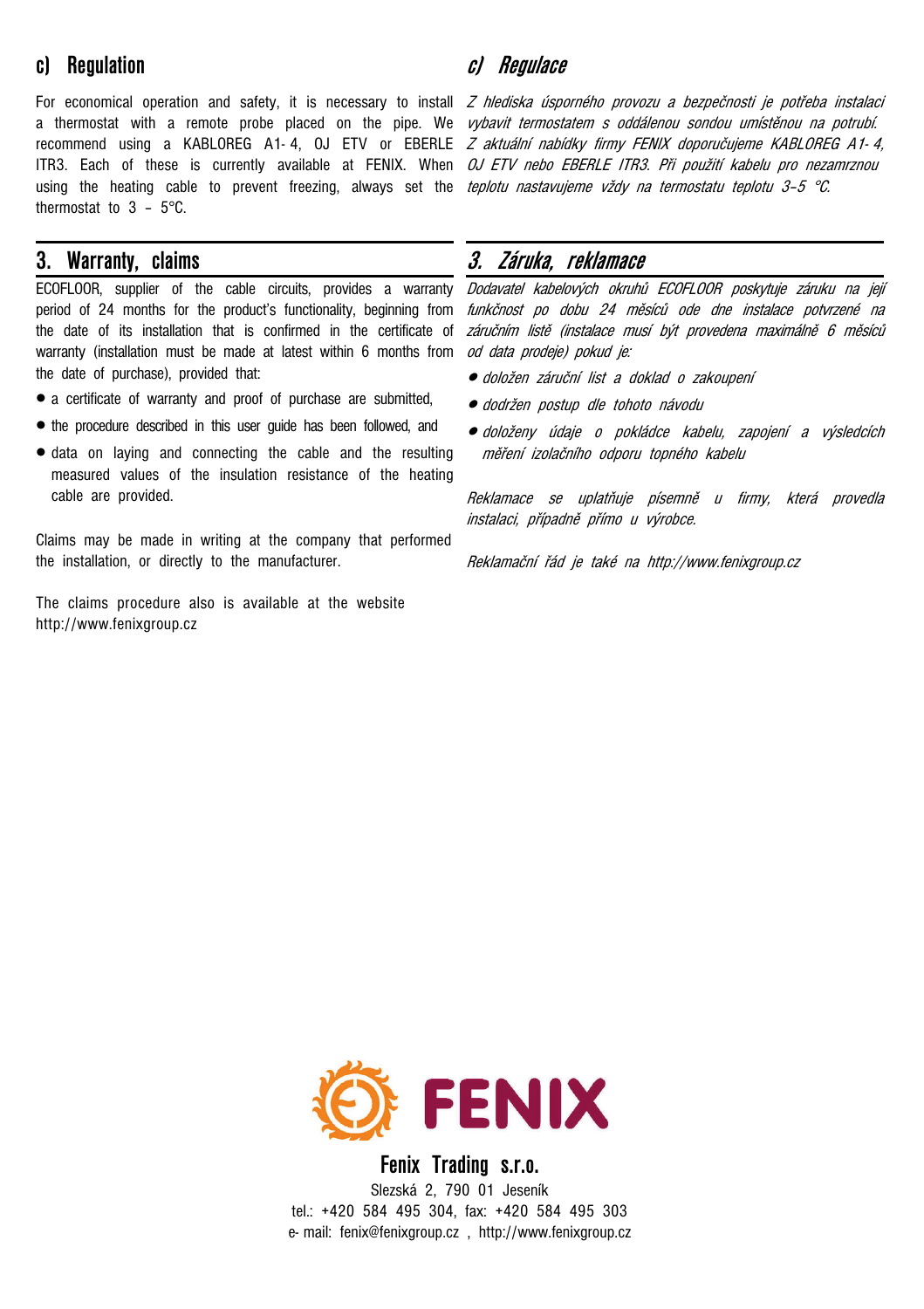## c) Regulation

For economical operation and safety, it is necessary to install a thermostat with a remote probe placed on the pipe. We recommend using a KABLOREG A1- 4, OJ ETV or EBERLE ITR3. Each of these is currently available at FENIX. When using the heating cable to prevent freezing, always set the thermostat to 3 – 5°C.

## *c) Regulace*

*Z hlediska úsporného provozu a bezpečnosti je potřeba instalaci vybavit termostatem s oddálenou sondou umístěnou na potrubí. Z aktuální nabídky firmy FENIX doporučujeme KABLOREG A1- 4, OJ ETV nebo EBERLE ITR3. Při použití kabelu pro nezamrznou teplotu nastavujeme vždy na termostatu teplotu 3–5 °C.*

## 3. Warranty, claims

ECOFLOOR, supplier of the cable circuits, provides a warranty period of 24 months for the product's functionality, beginning from the date of its installation that is confirmed in the certificate of warranty (installation must be made at latest within 6 months from the date of purchase), provided that:

- a certificate of warranty and proof of purchase are submitted,
- the procedure described in this user guide has been followed, and
- data on laying and connecting the cable and the resulting measured values of the insulation resistance of the heating cable are provided.

Claims may be made in writing at the company that performed the installation, or directly to the manufacturer.

The claims procedure also is available at the website http://www.fenixgroup.cz

## *3. Záruka, reklamace*

*Dodavatel kabelových okruhů ECOFLOOR poskytuje záruku na její funkčnost po dobu 24 měsíců ode dne instalace potvrzené na záručním listě (instalace musí být provedena maximálně 6 měsíců od data prodeje) pokud je:*

- *doložen záruční list a doklad o zakoupení*
- *dodržen postup dle tohoto návodu*
- *doloženy údaje o pokládce kabelu, zapojení a výsledcích měření izolačního odporu topného kabelu*

*Reklamace se uplatňuje písemně u firmy, která provedla instalaci, případně přímo u výrobce.*

*Reklamační řád je také na http://www.fenixgroup.cz*

FENIX

**Fenix Trading s.r.o.**

Slezská 2, 790 01 Jeseník

tel.: +420 584 495 304, fax: +420 584 495 303

e- mail: fenix@fenixgroup.cz , http://www.fenixgroup.cz